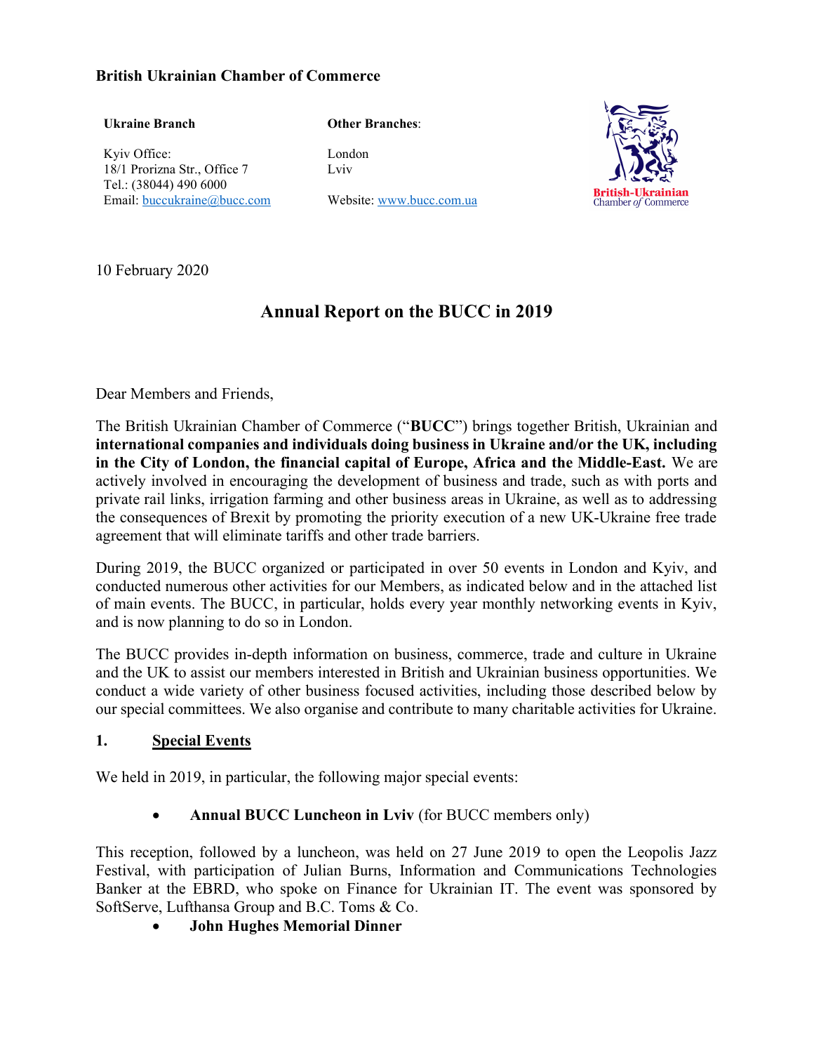**British Ukrainian Chamber of Commerce**

**Ukraine Branch**

Kyiv Office:
18/1 Prorizna Str., Office 7
Tel.: (38044) 490 6000
Email: buccukraine@bucc.com

**Other Branches**:

London
Lviv

Website: www.bucc.com.ua

British-Ukrainian Chamber *of* Commerce

10 February 2020

# Annual Report on the BUCC in 2019

Dear Members and Friends,

The British Ukrainian Chamber of Commerce ("**BUCC**") brings together British, Ukrainian and **international companies and individuals doing business in Ukraine and/or the UK, including in the City of London, the financial capital of Europe, Africa and the Middle-East.** We are actively involved in encouraging the development of business and trade, such as with ports and private rail links, irrigation farming and other business areas in Ukraine, as well as to addressing the consequences of Brexit by promoting the priority execution of a new UK-Ukraine free trade agreement that will eliminate tariffs and other trade barriers.

During 2019, the BUCC organized or participated in over 50 events in London and Kyiv, and conducted numerous other activities for our Members, as indicated below and in the attached list of main events. The BUCC, in particular, holds every year monthly networking events in Kyiv, and is now planning to do so in London.

The BUCC provides in-depth information on business, commerce, trade and culture in Ukraine and the UK to assist our members interested in British and Ukrainian business opportunities. We conduct a wide variety of other business focused activities, including those described below by our special committees. We also organise and contribute to many charitable activities for Ukraine.

## 1. Special Events

We held in 2019, in particular, the following major special events:

- **Annual BUCC Luncheon in Lviv** (for BUCC members only)

This reception, followed by a luncheon, was held on 27 June 2019 to open the Leopolis Jazz Festival, with participation of Julian Burns, Information and Communications Technologies Banker at the EBRD, who spoke on Finance for Ukrainian IT. The event was sponsored by SoftServe, Lufthansa Group and B.C. Toms & Co.

- **John Hughes Memorial Dinner**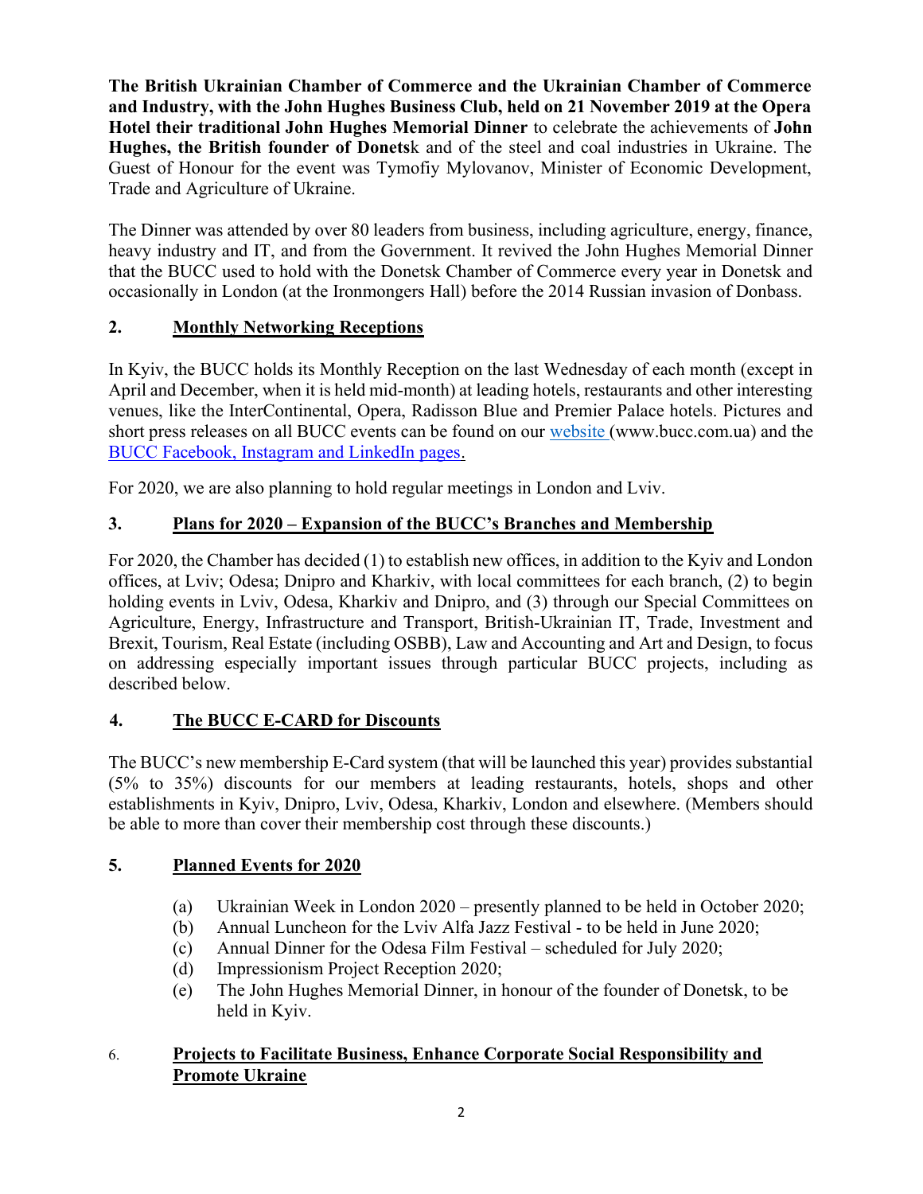**The British Ukrainian Chamber of Commerce and the Ukrainian Chamber of Commerce and Industry, with the John Hughes Business Club, held on 21 November 2019 at the Opera Hotel their traditional John Hughes Memorial Dinner** to celebrate the achievements of **John Hughes, the British founder of Donets**k and of the steel and coal industries in Ukraine. The Guest of Honour for the event was Tymofiy Mylovanov, Minister of Economic Development, Trade and Agriculture of Ukraine.

The Dinner was attended by over 80 leaders from business, including agriculture, energy, finance, heavy industry and IT, and from the Government. It revived the John Hughes Memorial Dinner that the BUCC used to hold with the Donetsk Chamber of Commerce every year in Donetsk and occasionally in London (at the Ironmongers Hall) before the 2014 Russian invasion of Donbass.

## 2. Monthly Networking Receptions

In Kyiv, the BUCC holds its Monthly Reception on the last Wednesday of each month (except in April and December, when it is held mid-month) at leading hotels, restaurants and other interesting venues, like the InterContinental, Opera, Radisson Blue and Premier Palace hotels. Pictures and short press releases on all BUCC events can be found on our website (www.bucc.com.ua) and the BUCC Facebook, Instagram and LinkedIn pages.

For 2020, we are also planning to hold regular meetings in London and Lviv.

## 3. Plans for 2020 – Expansion of the BUCC's Branches and Membership

For 2020, the Chamber has decided (1) to establish new offices, in addition to the Kyiv and London offices, at Lviv; Odesa; Dnipro and Kharkiv, with local committees for each branch, (2) to begin holding events in Lviv, Odesa, Kharkiv and Dnipro, and (3) through our Special Committees on Agriculture, Energy, Infrastructure and Transport, British-Ukrainian IT, Trade, Investment and Brexit, Tourism, Real Estate (including OSBB), Law and Accounting and Art and Design, to focus on addressing especially important issues through particular BUCC projects, including as described below.

## 4. The BUCC E-CARD for Discounts

The BUCC's new membership E-Card system (that will be launched this year) provides substantial (5% to 35%) discounts for our members at leading restaurants, hotels, shops and other establishments in Kyiv, Dnipro, Lviv, Odesa, Kharkiv, London and elsewhere. (Members should be able to more than cover their membership cost through these discounts.)

## 5. Planned Events for 2020

(a) Ukrainian Week in London 2020 – presently planned to be held in October 2020;
(b) Annual Luncheon for the Lviv Alfa Jazz Festival - to be held in June 2020;
(c) Annual Dinner for the Odesa Film Festival – scheduled for July 2020;
(d) Impressionism Project Reception 2020;
(e) The John Hughes Memorial Dinner, in honour of the founder of Donetsk, to be held in Kyiv.

## 6. Projects to Facilitate Business, Enhance Corporate Social Responsibility and Promote Ukraine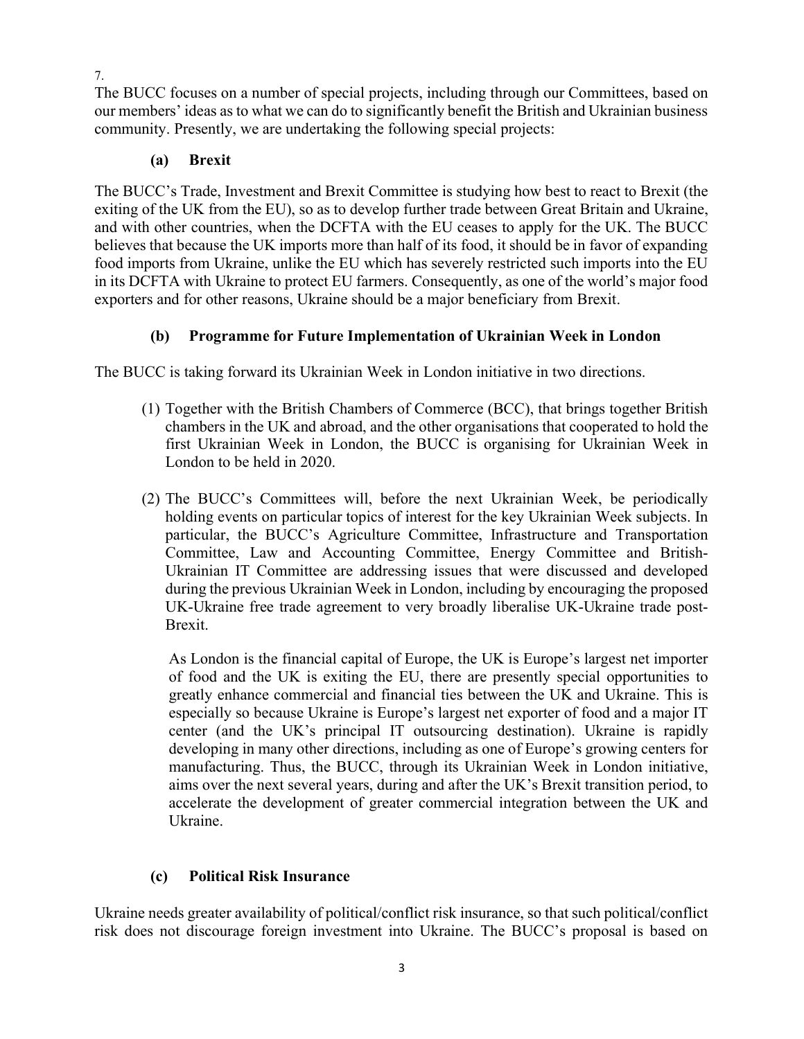7.

The BUCC focuses on a number of special projects, including through our Committees, based on our members' ideas as to what we can do to significantly benefit the British and Ukrainian business community. Presently, we are undertaking the following special projects:

### (a) Brexit

The BUCC's Trade, Investment and Brexit Committee is studying how best to react to Brexit (the exiting of the UK from the EU), so as to develop further trade between Great Britain and Ukraine, and with other countries, when the DCFTA with the EU ceases to apply for the UK. The BUCC believes that because the UK imports more than half of its food, it should be in favor of expanding food imports from Ukraine, unlike the EU which has severely restricted such imports into the EU in its DCFTA with Ukraine to protect EU farmers. Consequently, as one of the world's major food exporters and for other reasons, Ukraine should be a major beneficiary from Brexit.

### (b) Programme for Future Implementation of Ukrainian Week in London

The BUCC is taking forward its Ukrainian Week in London initiative in two directions.

(1) Together with the British Chambers of Commerce (BCC), that brings together British chambers in the UK and abroad, and the other organisations that cooperated to hold the first Ukrainian Week in London, the BUCC is organising for Ukrainian Week in London to be held in 2020.

(2) The BUCC's Committees will, before the next Ukrainian Week, be periodically holding events on particular topics of interest for the key Ukrainian Week subjects. In particular, the BUCC's Agriculture Committee, Infrastructure and Transportation Committee, Law and Accounting Committee, Energy Committee and British-Ukrainian IT Committee are addressing issues that were discussed and developed during the previous Ukrainian Week in London, including by encouraging the proposed UK-Ukraine free trade agreement to very broadly liberalise UK-Ukraine trade post-Brexit.

As London is the financial capital of Europe, the UK is Europe's largest net importer of food and the UK is exiting the EU, there are presently special opportunities to greatly enhance commercial and financial ties between the UK and Ukraine. This is especially so because Ukraine is Europe's largest net exporter of food and a major IT center (and the UK's principal IT outsourcing destination). Ukraine is rapidly developing in many other directions, including as one of Europe's growing centers for manufacturing. Thus, the BUCC, through its Ukrainian Week in London initiative, aims over the next several years, during and after the UK's Brexit transition period, to accelerate the development of greater commercial integration between the UK and Ukraine.

### (c) Political Risk Insurance

Ukraine needs greater availability of political/conflict risk insurance, so that such political/conflict risk does not discourage foreign investment into Ukraine. The BUCC's proposal is based on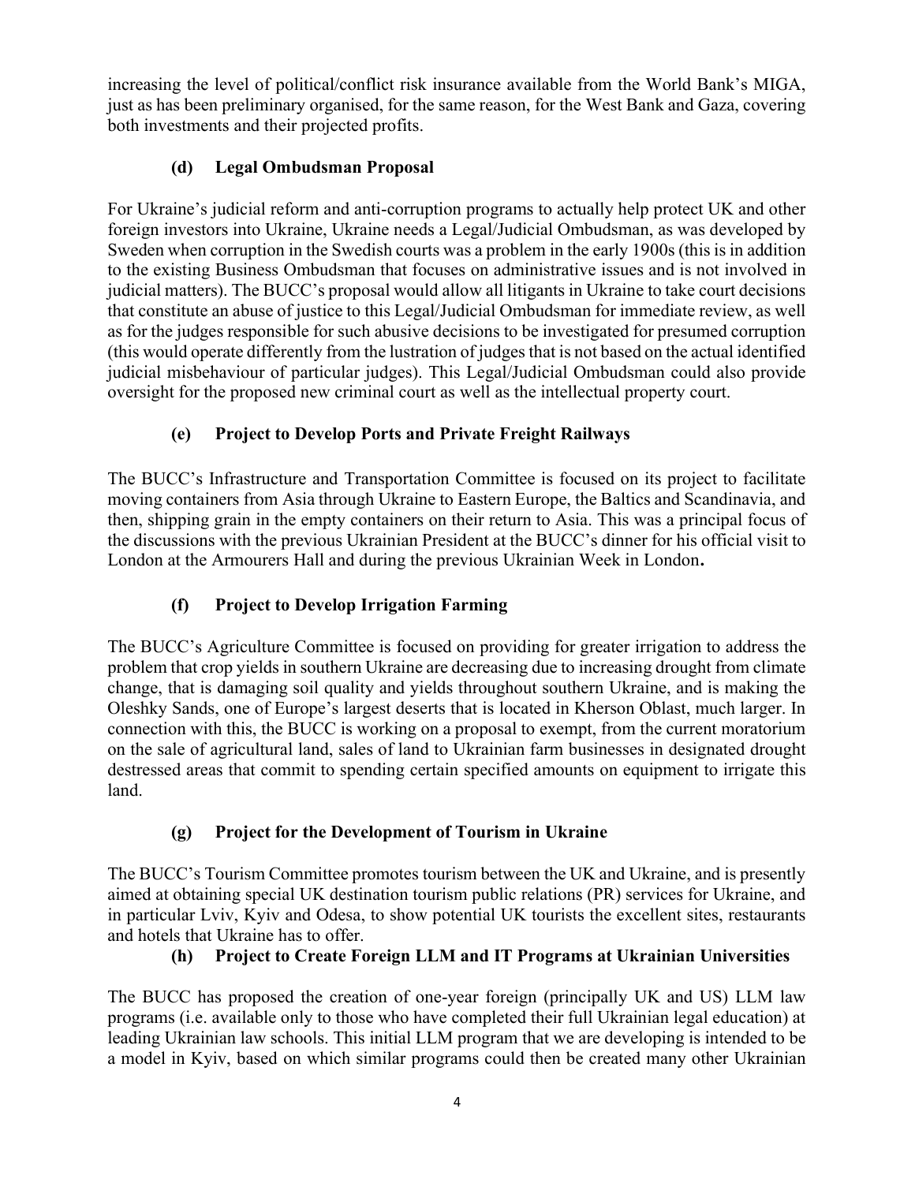increasing the level of political/conflict risk insurance available from the World Bank's MIGA, just as has been preliminary organised, for the same reason, for the West Bank and Gaza, covering both investments and their projected profits.

### (d) Legal Ombudsman Proposal

For Ukraine's judicial reform and anti-corruption programs to actually help protect UK and other foreign investors into Ukraine, Ukraine needs a Legal/Judicial Ombudsman, as was developed by Sweden when corruption in the Swedish courts was a problem in the early 1900s (this is in addition to the existing Business Ombudsman that focuses on administrative issues and is not involved in judicial matters). The BUCC's proposal would allow all litigants in Ukraine to take court decisions that constitute an abuse of justice to this Legal/Judicial Ombudsman for immediate review, as well as for the judges responsible for such abusive decisions to be investigated for presumed corruption (this would operate differently from the lustration of judges that is not based on the actual identified judicial misbehaviour of particular judges). This Legal/Judicial Ombudsman could also provide oversight for the proposed new criminal court as well as the intellectual property court.

### (e) Project to Develop Ports and Private Freight Railways

The BUCC's Infrastructure and Transportation Committee is focused on its project to facilitate moving containers from Asia through Ukraine to Eastern Europe, the Baltics and Scandinavia, and then, shipping grain in the empty containers on their return to Asia. This was a principal focus of the discussions with the previous Ukrainian President at the BUCC's dinner for his official visit to London at the Armourers Hall and during the previous Ukrainian Week in London.

### (f) Project to Develop Irrigation Farming

The BUCC's Agriculture Committee is focused on providing for greater irrigation to address the problem that crop yields in southern Ukraine are decreasing due to increasing drought from climate change, that is damaging soil quality and yields throughout southern Ukraine, and is making the Oleshky Sands, one of Europe's largest deserts that is located in Kherson Oblast, much larger. In connection with this, the BUCC is working on a proposal to exempt, from the current moratorium on the sale of agricultural land, sales of land to Ukrainian farm businesses in designated drought destressed areas that commit to spending certain specified amounts on equipment to irrigate this land.

### (g) Project for the Development of Tourism in Ukraine

The BUCC's Tourism Committee promotes tourism between the UK and Ukraine, and is presently aimed at obtaining special UK destination tourism public relations (PR) services for Ukraine, and in particular Lviv, Kyiv and Odesa, to show potential UK tourists the excellent sites, restaurants and hotels that Ukraine has to offer.

### (h) Project to Create Foreign LLM and IT Programs at Ukrainian Universities

The BUCC has proposed the creation of one-year foreign (principally UK and US) LLM law programs (i.e. available only to those who have completed their full Ukrainian legal education) at leading Ukrainian law schools. This initial LLM program that we are developing is intended to be a model in Kyiv, based on which similar programs could then be created many other Ukrainian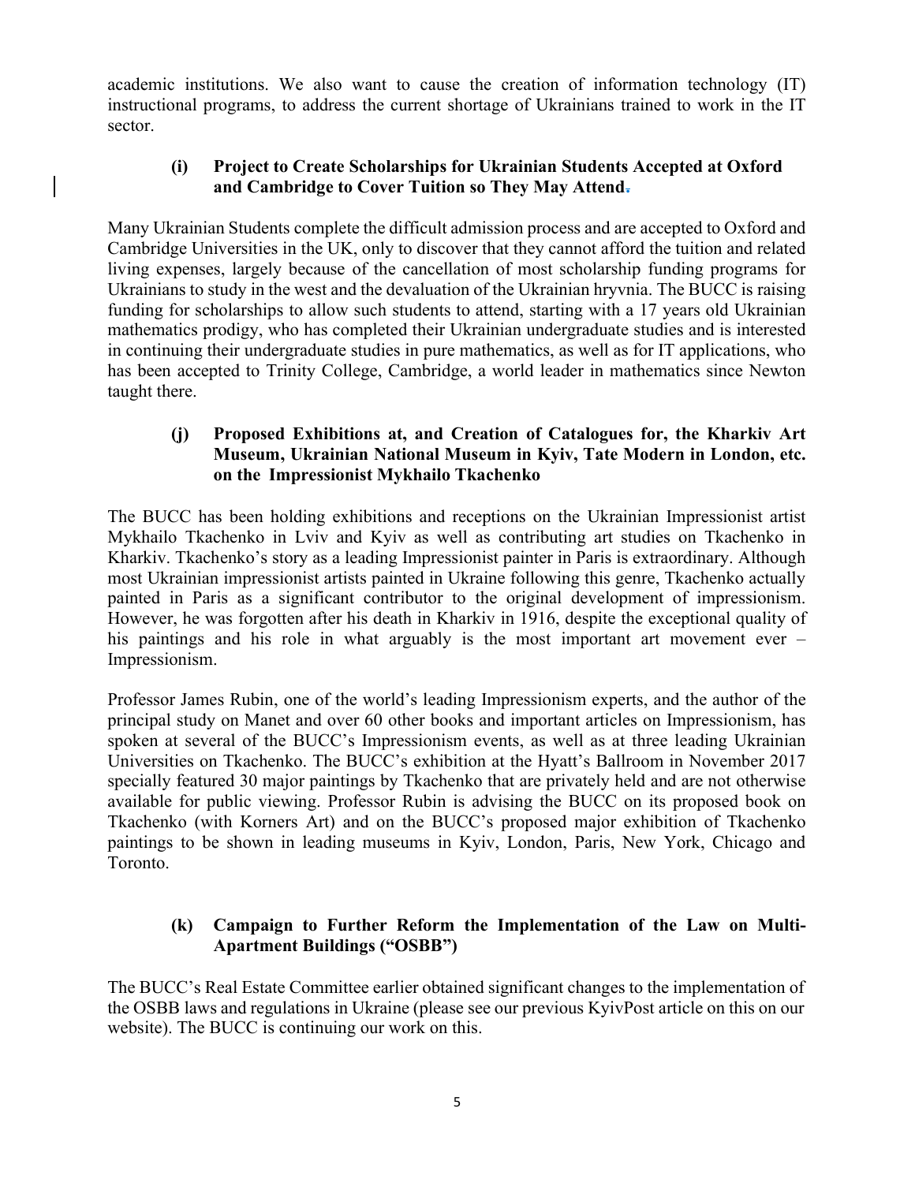academic institutions. We also want to cause the creation of information technology (IT) instructional programs, to address the current shortage of Ukrainians trained to work in the IT sector.

### (i) Project to Create Scholarships for Ukrainian Students Accepted at Oxford and Cambridge to Cover Tuition so They May Attend.

Many Ukrainian Students complete the difficult admission process and are accepted to Oxford and Cambridge Universities in the UK, only to discover that they cannot afford the tuition and related living expenses, largely because of the cancellation of most scholarship funding programs for Ukrainians to study in the west and the devaluation of the Ukrainian hryvnia. The BUCC is raising funding for scholarships to allow such students to attend, starting with a 17 years old Ukrainian mathematics prodigy, who has completed their Ukrainian undergraduate studies and is interested in continuing their undergraduate studies in pure mathematics, as well as for IT applications, who has been accepted to Trinity College, Cambridge, a world leader in mathematics since Newton taught there.

### (j) Proposed Exhibitions at, and Creation of Catalogues for, the Kharkiv Art Museum, Ukrainian National Museum in Kyiv, Tate Modern in London, etc. on the Impressionist Mykhailo Tkachenko

The BUCC has been holding exhibitions and receptions on the Ukrainian Impressionist artist Mykhailo Tkachenko in Lviv and Kyiv as well as contributing art studies on Tkachenko in Kharkiv. Tkachenko's story as a leading Impressionist painter in Paris is extraordinary. Although most Ukrainian impressionist artists painted in Ukraine following this genre, Tkachenko actually painted in Paris as a significant contributor to the original development of impressionism. However, he was forgotten after his death in Kharkiv in 1916, despite the exceptional quality of his paintings and his role in what arguably is the most important art movement ever – Impressionism.

Professor James Rubin, one of the world's leading Impressionism experts, and the author of the principal study on Manet and over 60 other books and important articles on Impressionism, has spoken at several of the BUCC's Impressionism events, as well as at three leading Ukrainian Universities on Tkachenko. The BUCC's exhibition at the Hyatt's Ballroom in November 2017 specially featured 30 major paintings by Tkachenko that are privately held and are not otherwise available for public viewing. Professor Rubin is advising the BUCC on its proposed book on Tkachenko (with Korners Art) and on the BUCC's proposed major exhibition of Tkachenko paintings to be shown in leading museums in Kyiv, London, Paris, New York, Chicago and Toronto.

### (k) Campaign to Further Reform the Implementation of the Law on Multi-Apartment Buildings ("OSBB")

The BUCC's Real Estate Committee earlier obtained significant changes to the implementation of the OSBB laws and regulations in Ukraine (please see our previous KyivPost article on this on our website). The BUCC is continuing our work on this.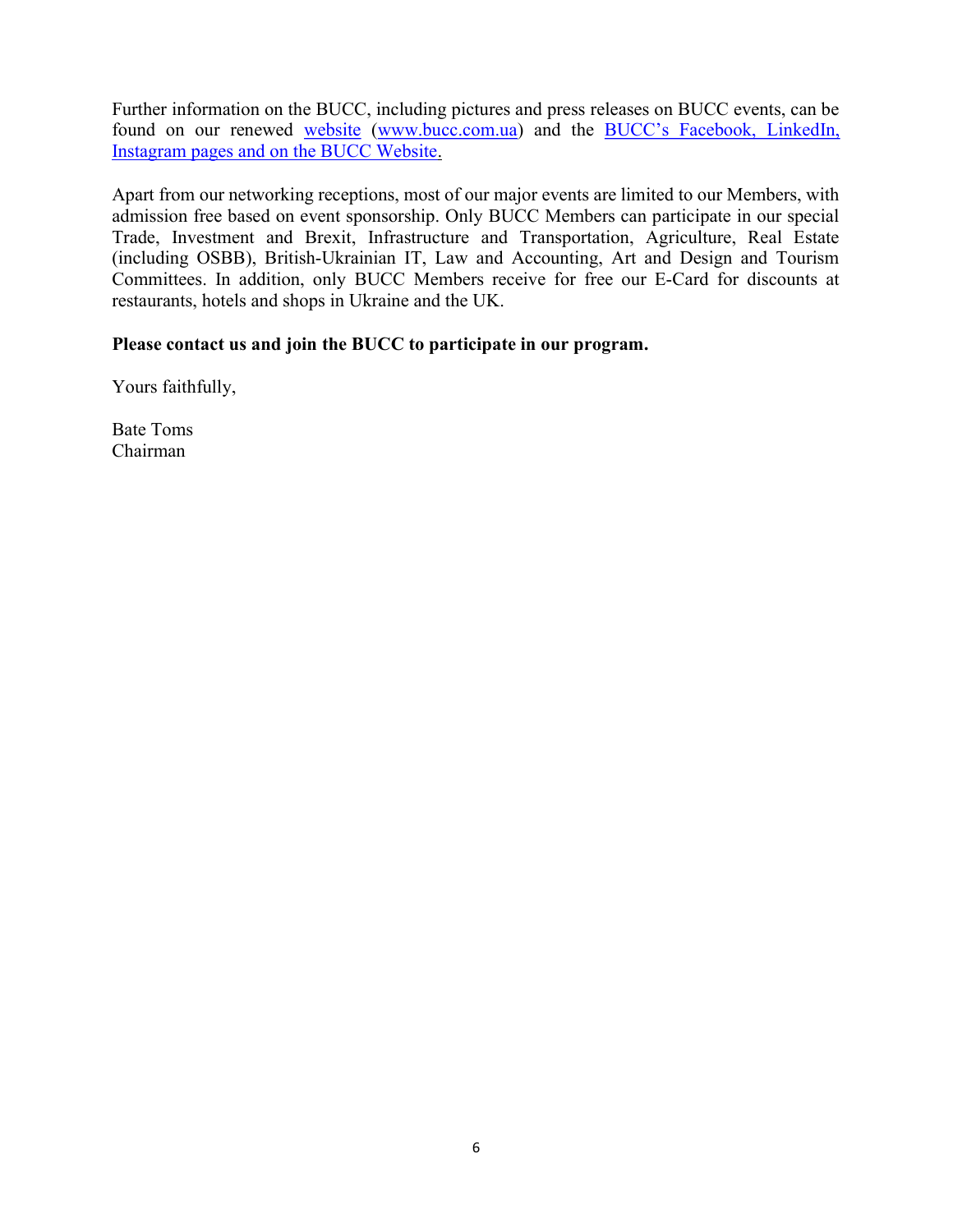Further information on the BUCC, including pictures and press releases on BUCC events, can be found on our renewed [website](www.bucc.com.ua) (www.bucc.com.ua) and the BUCC's Facebook, LinkedIn, Instagram pages and on the BUCC Website.

Apart from our networking receptions, most of our major events are limited to our Members, with admission free based on event sponsorship. Only BUCC Members can participate in our special Trade, Investment and Brexit, Infrastructure and Transportation, Agriculture, Real Estate (including OSBB), British-Ukrainian IT, Law and Accounting, Art and Design and Tourism Committees. In addition, only BUCC Members receive for free our E-Card for discounts at restaurants, hotels and shops in Ukraine and the UK.

**Please contact us and join the BUCC to participate in our program.**

Yours faithfully,

Bate Toms
Chairman